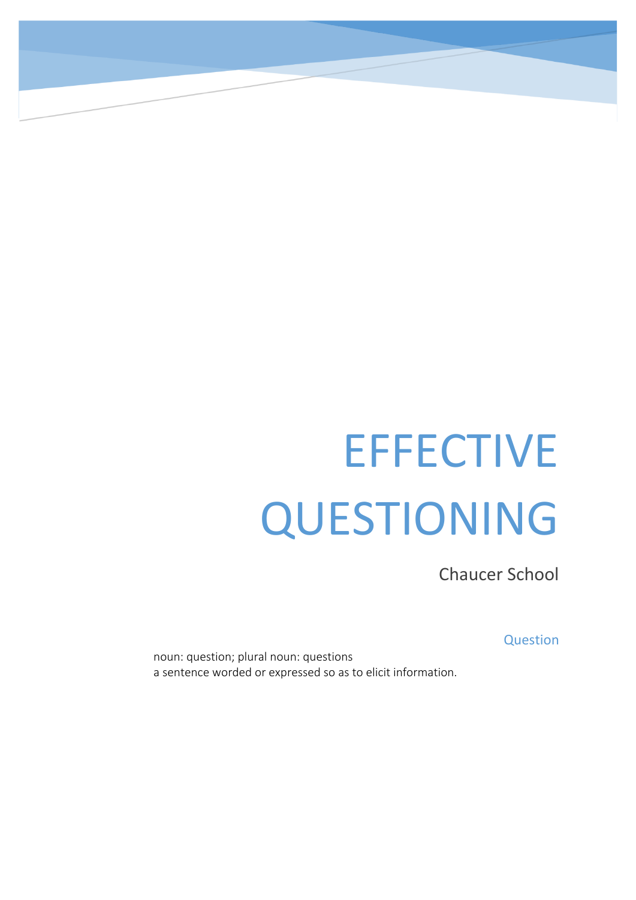# EFFECTIVE QUESTIONING

Chaucer School

### Question

noun: question; plural noun: questions
a sentence worded or expressed so as to elicit information.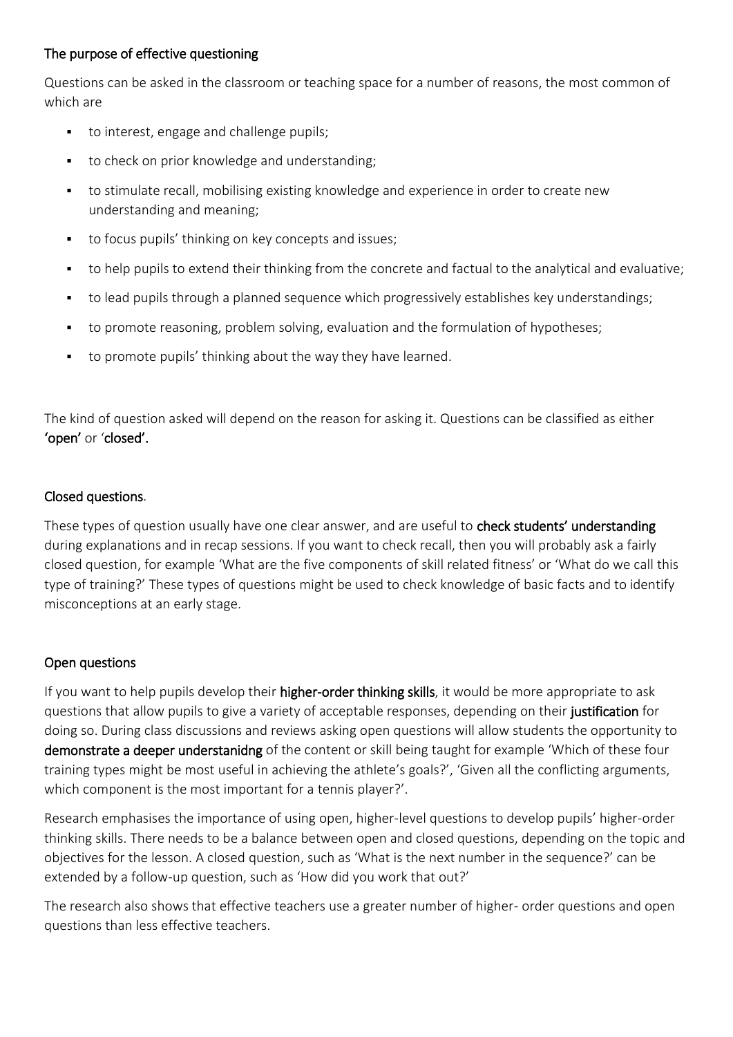## The purpose of effective questioning

Questions can be asked in the classroom or teaching space for a number of reasons, the most common of which are

- to interest, engage and challenge pupils;
- to check on prior knowledge and understanding;
- to stimulate recall, mobilising existing knowledge and experience in order to create new understanding and meaning;
- to focus pupils' thinking on key concepts and issues;
- to help pupils to extend their thinking from the concrete and factual to the analytical and evaluative;
- to lead pupils through a planned sequence which progressively establishes key understandings;
- to promote reasoning, problem solving, evaluation and the formulation of hypotheses;
- to promote pupils' thinking about the way they have learned.

The kind of question asked will depend on the reason for asking it. Questions can be classified as either **'open'** or '**closed'.**

## Closed questions.

These types of question usually have one clear answer, and are useful to **check students' understanding** during explanations and in recap sessions. If you want to check recall, then you will probably ask a fairly closed question, for example 'What are the five components of skill related fitness' or 'What do we call this type of training?' These types of questions might be used to check knowledge of basic facts and to identify misconceptions at an early stage.

## Open questions

If you want to help pupils develop their **higher-order thinking skills**, it would be more appropriate to ask questions that allow pupils to give a variety of acceptable responses, depending on their **justification** for doing so. During class discussions and reviews asking open questions will allow students the opportunity to **demonstrate a deeper understanidng** of the content or skill being taught for example 'Which of these four training types might be most useful in achieving the athlete's goals?', 'Given all the conflicting arguments, which component is the most important for a tennis player?'.

Research emphasises the importance of using open, higher-level questions to develop pupils' higher-order thinking skills. There needs to be a balance between open and closed questions, depending on the topic and objectives for the lesson. A closed question, such as 'What is the next number in the sequence?' can be extended by a follow-up question, such as 'How did you work that out?'

The research also shows that effective teachers use a greater number of higher- order questions and open questions than less effective teachers.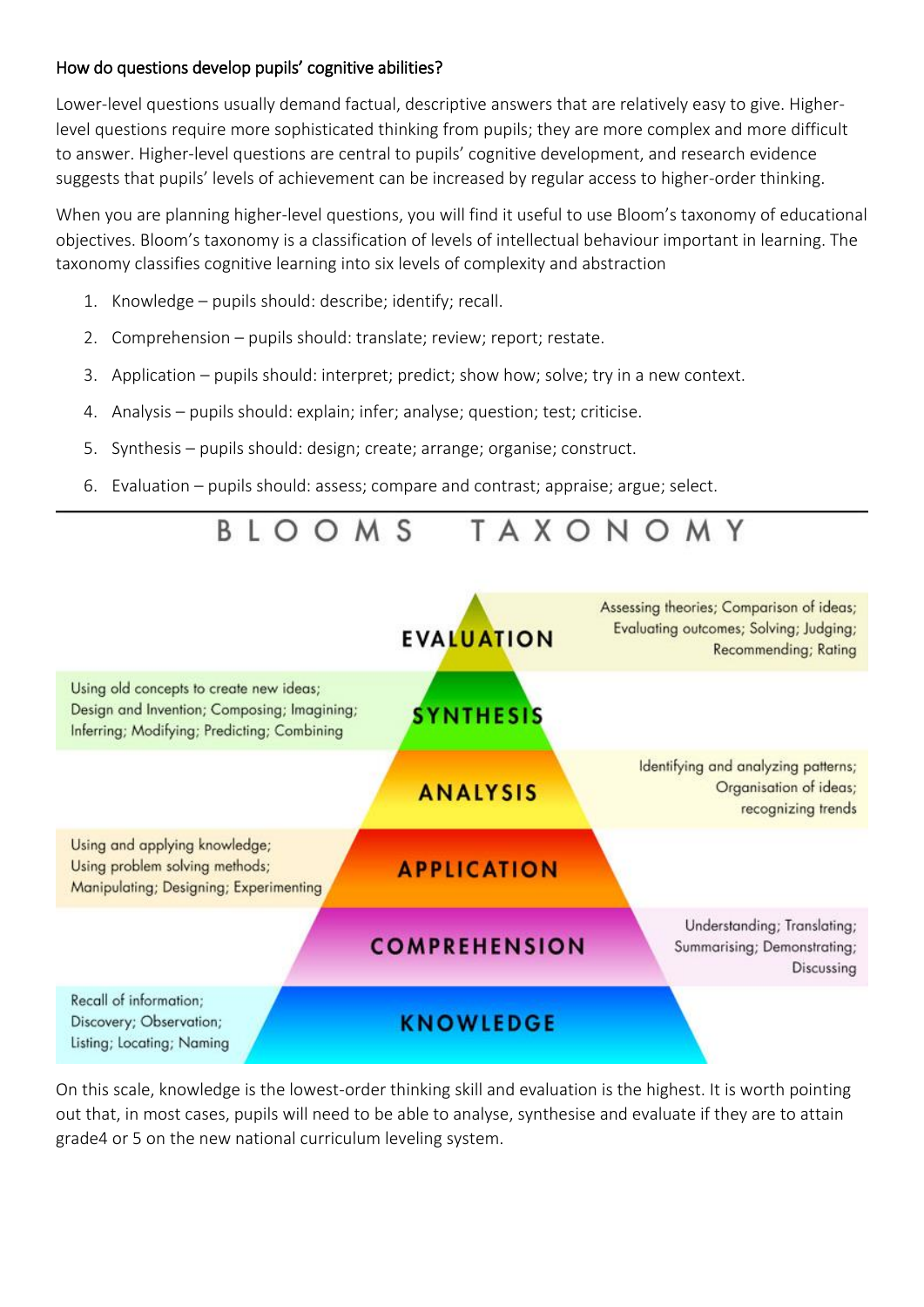How do questions develop pupils' cognitive abilities?

Lower-level questions usually demand factual, descriptive answers that are relatively easy to give. Higher-level questions require more sophisticated thinking from pupils; they are more complex and more difficult to answer. Higher-level questions are central to pupils' cognitive development, and research evidence suggests that pupils' levels of achievement can be increased by regular access to higher-order thinking.

When you are planning higher-level questions, you will find it useful to use Bloom's taxonomy of educational objectives. Bloom's taxonomy is a classification of levels of intellectual behaviour important in learning. The taxonomy classifies cognitive learning into six levels of complexity and abstraction

1. Knowledge – pupils should: describe; identify; recall.
2. Comprehension – pupils should: translate; review; report; restate.
3. Application – pupils should: interpret; predict; show how; solve; try in a new context.
4. Analysis – pupils should: explain; infer; analyse; question; test; criticise.
5. Synthesis – pupils should: design; create; arrange; organise; construct.
6. Evaluation – pupils should: assess; compare and contrast; appraise; argue; select.

---

BLOOMS TAXONOMY

**EVALUATION** – Assessing theories; Comparison of ideas; Evaluating outcomes; Solving; Judging; Recommending; Rating

**SYNTHESIS** – Using old concepts to create new ideas; Design and Invention; Composing; Imagining; Inferring; Modifying; Predicting; Combining

**ANALYSIS** – Identifying and analyzing patterns; Organisation of ideas; recognizing trends

**APPLICATION** – Using and applying knowledge; Using problem solving methods; Manipulating; Designing; Experimenting

**COMPREHENSION** – Understanding; Translating; Summarising; Demonstrating; Discussing

**KNOWLEDGE** – Recall of information; Discovery; Observation; Listing; Locating; Naming

On this scale, knowledge is the lowest-order thinking skill and evaluation is the highest. It is worth pointing out that, in most cases, pupils will need to be able to analyse, synthesise and evaluate if they are to attain grade4 or 5 on the new national curriculum leveling system.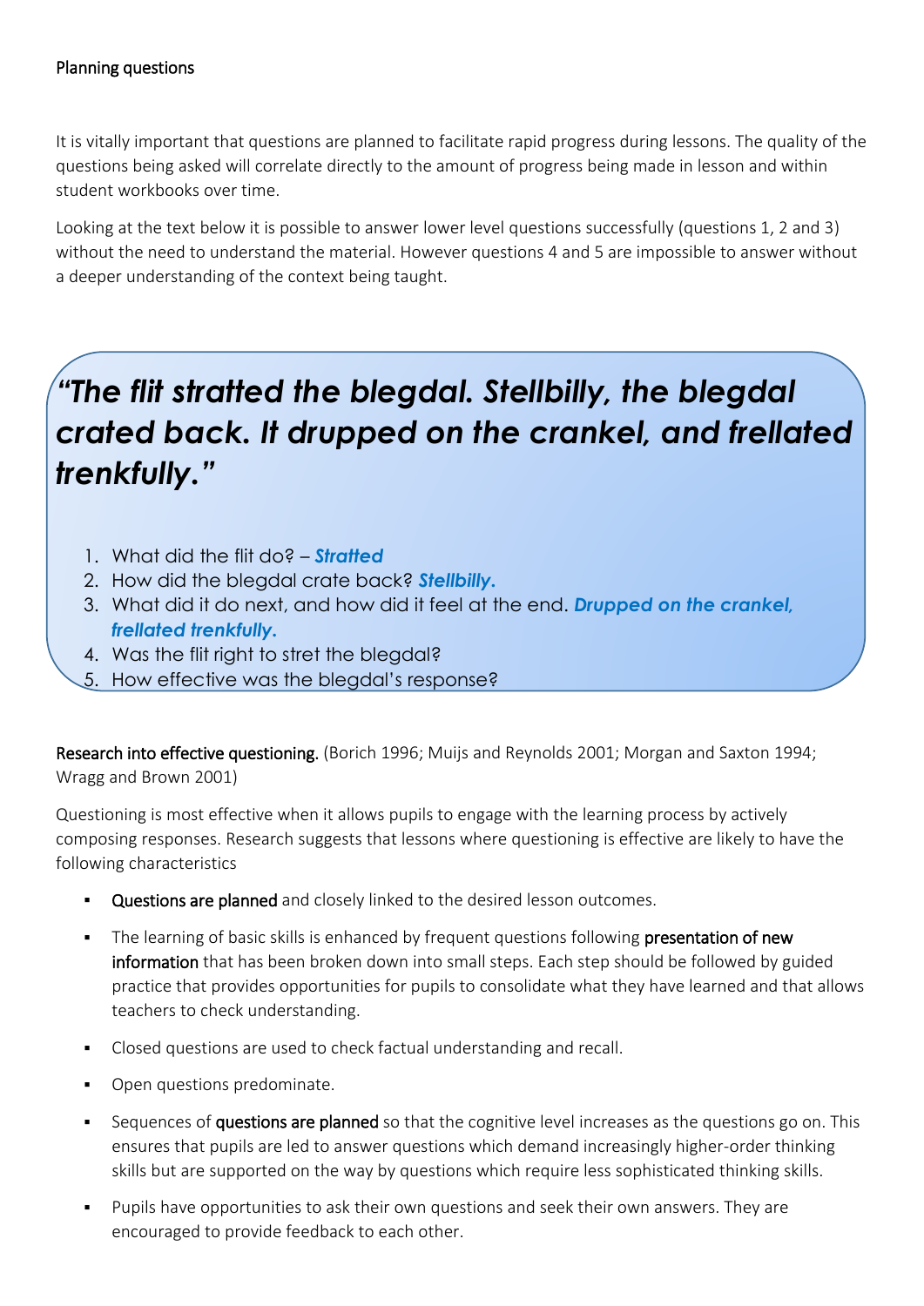Planning questions

It is vitally important that questions are planned to facilitate rapid progress during lessons. The quality of the questions being asked will correlate directly to the amount of progress being made in lesson and within student workbooks over time.

Looking at the text below it is possible to answer lower level questions successfully (questions 1, 2 and 3) without the need to understand the material. However questions 4 and 5 are impossible to answer without a deeper understanding of the context being taught.

## *"The flit stratted the blegdal. Stellbilly, the blegdal crated back. It drupped on the crankel, and frellated trenkfully."*

1. What did the flit do? – ***Stratted***
2. How did the blegdal crate back? ***Stellbilly.***
3. What did it do next, and how did it feel at the end. ***Drupped on the crankel, frellated trenkfully.***
4. Was the flit right to stret the blegdal?
5. How effective was the blegdal's response?

Research into effective questioning. (Borich 1996; Muijs and Reynolds 2001; Morgan and Saxton 1994; Wragg and Brown 2001)

Questioning is most effective when it allows pupils to engage with the learning process by actively composing responses. Research suggests that lessons where questioning is effective are likely to have the following characteristics

- Questions are planned and closely linked to the desired lesson outcomes.
- The learning of basic skills is enhanced by frequent questions following presentation of new information that has been broken down into small steps. Each step should be followed by guided practice that provides opportunities for pupils to consolidate what they have learned and that allows teachers to check understanding.
- Closed questions are used to check factual understanding and recall.
- Open questions predominate.
- Sequences of questions are planned so that the cognitive level increases as the questions go on. This ensures that pupils are led to answer questions which demand increasingly higher-order thinking skills but are supported on the way by questions which require less sophisticated thinking skills.
- Pupils have opportunities to ask their own questions and seek their own answers. They are encouraged to provide feedback to each other.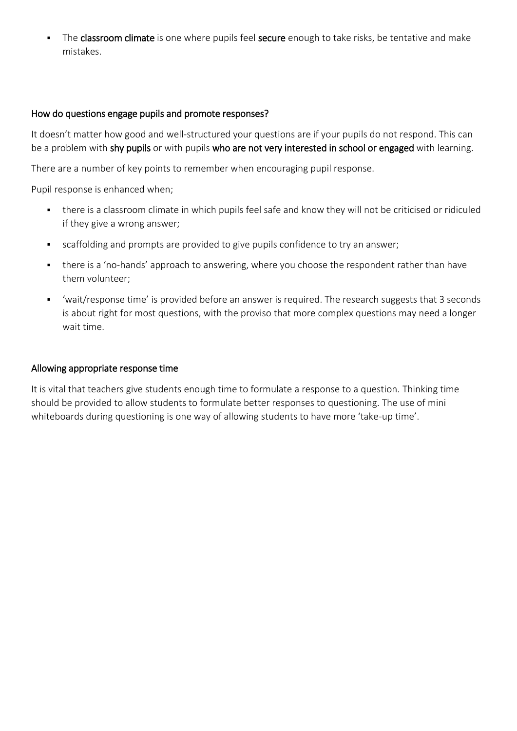- The **classroom climate** is one where pupils feel **secure** enough to take risks, be tentative and make mistakes.

### How do questions engage pupils and promote responses?

It doesn't matter how good and well-structured your questions are if your pupils do not respond. This can be a problem with **shy pupils** or with pupils **who are not very interested in school or engaged** with learning.

There are a number of key points to remember when encouraging pupil response.

Pupil response is enhanced when;

- there is a classroom climate in which pupils feel safe and know they will not be criticised or ridiculed if they give a wrong answer;
- scaffolding and prompts are provided to give pupils confidence to try an answer;
- there is a 'no-hands' approach to answering, where you choose the respondent rather than have them volunteer;
- 'wait/response time' is provided before an answer is required. The research suggests that 3 seconds is about right for most questions, with the proviso that more complex questions may need a longer wait time.

### Allowing appropriate response time

It is vital that teachers give students enough time to formulate a response to a question. Thinking time should be provided to allow students to formulate better responses to questioning. The use of mini whiteboards during questioning is one way of allowing students to have more 'take-up time'.